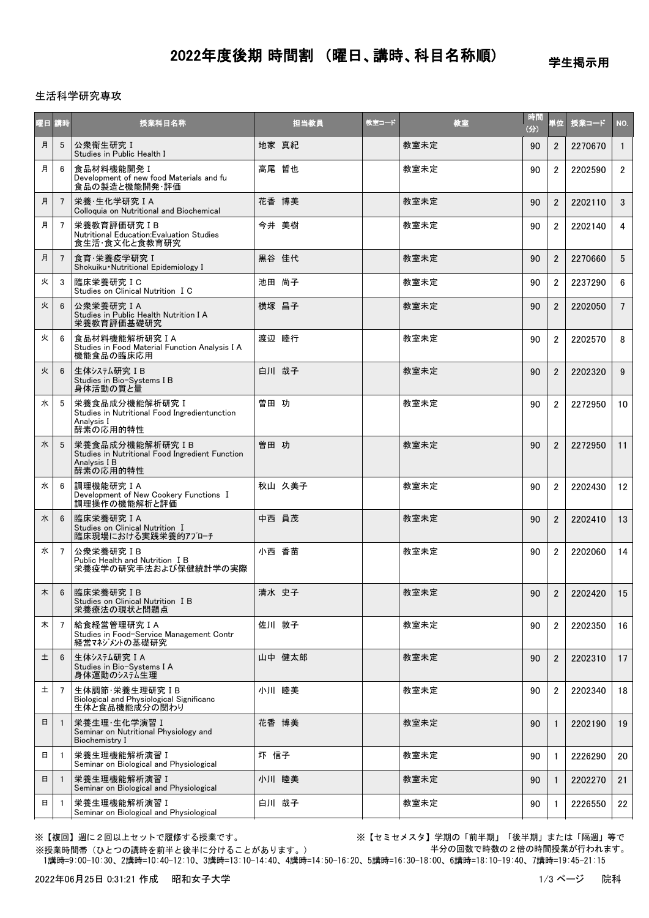# 2022年度後期 時間割 （曜日、講時、科目名称順）

学生掲示用

生活科学研究専攻

| 曜日 | 講時 | 授業科目名称 | 担当教員 | 教室コード | 教室 | 時間(分) | 単位 | 授業コード | NO. |
|---|---|---|---|---|---|---|---|---|---|
| 月 | 5 | 公衆衛生研究Ⅰ<br>Studies in Public Health Ⅰ | 地家 真紀 | | 教室未定 | 90 | 2 | 2270670 | 1 |
| 月 | 6 | 食品材料機能開発Ⅰ<br>Development of new food Materials and fu<br>食品の製造と機能開発・評価 | 高尾 哲也 | | 教室未定 | 90 | 2 | 2202590 | 2 |
| 月 | 7 | 栄養・生化学研究ⅠA<br>Colloquia on Nutritional and Biochemical | 花香 博美 | | 教室未定 | 90 | 2 | 2202110 | 3 |
| 月 | 7 | 栄養教育評価研究ⅠB<br>Nutritional Education:Evaluation Studies<br>食生活・食文化と食教育研究 | 今井 美樹 | | 教室未定 | 90 | 2 | 2202140 | 4 |
| 月 | 7 | 食育・栄養疫学研究Ⅰ<br>Shokuiku・Nutritional Epidemiology Ⅰ | 黒谷 佳代 | | 教室未定 | 90 | 2 | 2270660 | 5 |
| 火 | 3 | 臨床栄養研究ⅠC<br>Studies on Clinical Nutrition ⅠC | 池田 尚子 | | 教室未定 | 90 | 2 | 2237290 | 6 |
| 火 | 6 | 公衆栄養研究ⅠA<br>Studies in Public Health Nutrition ⅠA<br>栄養教育評価基礎研究 | 横塚 昌子 | | 教室未定 | 90 | 2 | 2202050 | 7 |
| 火 | 6 | 食品材料機能解析研究ⅠA<br>Studies in Food Material Function Analysis ⅠA<br>機能食品の臨床応用 | 渡辺 睦行 | | 教室未定 | 90 | 2 | 2202570 | 8 |
| 火 | 6 | 生体ｼｽﾃﾑ研究ⅠB<br>Studies in Bio-Systems ⅠB<br>身体活動の質と量 | 白川 哉子 | | 教室未定 | 90 | 2 | 2202320 | 9 |
| 水 | 5 | 栄養食品成分機能解析研究Ⅰ<br>Studies in Nutritional Food Ingredientunction Analysis Ⅰ<br>酵素の応用的特性 | 曽田 功 | | 教室未定 | 90 | 2 | 2272950 | 10 |
| 水 | 5 | 栄養食品成分機能解析研究ⅠB<br>Studies in Nutritional Food Ingredient Function Analysis ⅠB<br>酵素の応用的特性 | 曽田 功 | | 教室未定 | 90 | 2 | 2272950 | 11 |
| 水 | 6 | 調理機能研究ⅠA<br>Development of New Cookery Functions Ⅰ<br>調理操作の機能解析と評価 | 秋山 久美子 | | 教室未定 | 90 | 2 | 2202430 | 12 |
| 水 | 6 | 臨床栄養研究ⅠA<br>Studies on Clinical Nutrition Ⅰ<br>臨床現場における実践栄養的ｱﾌﾟﾛｰﾁ | 中西 員茂 | | 教室未定 | 90 | 2 | 2202410 | 13 |
| 水 | 7 | 公衆栄養研究ⅠB<br>Public Health and Nutrition ⅠB<br>栄養疫学の研究手法および保健統計学の実際 | 小西 香苗 | | 教室未定 | 90 | 2 | 2202060 | 14 |
| 木 | 6 | 臨床栄養研究ⅠB<br>Studies on Clinical Nutrition ⅠB<br>栄養療法の現状と問題点 | 清水 史子 | | 教室未定 | 90 | 2 | 2202420 | 15 |
| 木 | 7 | 給食経営管理研究ⅠA<br>Studies in Food-Service Management Contr<br>経営ﾏﾈｼﾞﾒﾝﾄの基礎研究 | 佐川 敦子 | | 教室未定 | 90 | 2 | 2202350 | 16 |
| 土 | 6 | 生体ｼｽﾃﾑ研究ⅠA<br>Studies in Bio-Systems ⅠA<br>身体運動のｼｽﾃﾑ生理 | 山中 健太郎 | | 教室未定 | 90 | 2 | 2202310 | 17 |
| 土 | 7 | 生体調節・栄養生理研究ⅠB<br>Biological and Physiological Significanc<br>生体と食品機能成分の関わり | 小川 睦美 | | 教室未定 | 90 | 2 | 2202340 | 18 |
| 日 | 1 | 栄養生理・生化学演習Ⅰ<br>Seminar on Nutritional Physiology and Biochemistry Ⅰ | 花香 博美 | | 教室未定 | 90 | 1 | 2202190 | 19 |
| 日 | 1 | 栄養生理機能解析演習Ⅰ<br>Seminar on Biological and Physiological | 坏 信子 | | 教室未定 | 90 | 1 | 2226290 | 20 |
| 日 | 1 | 栄養生理機能解析演習Ⅰ<br>Seminar on Biological and Physiological | 小川 睦美 | | 教室未定 | 90 | 1 | 2202270 | 21 |
| 日 | 1 | 栄養生理機能解析演習Ⅰ<br>Seminar on Biological and Physiological | 白川 哉子 | | 教室未定 | 90 | 1 | 2226550 | 22 |

※【複回】週に２回以上セットで履修する授業です。

※【セミセメスタ】学期の「前半期」「後半期」または「隔週」等で半分の回数で時数の２倍の時間授業が行われます。

※授業時間帯（ひとつの講時を前半と後半に分けることがあります。）
1講時=9:00-10:30、2講時=10:40-12:10、3講時=13:10-14:40、4講時=14:50-16:20、5講時=16:30-18:00、6講時=18:10-19:40、7講時=19:45-21:15

2022年06月25日 0:31:21 作成　昭和女子大学　院科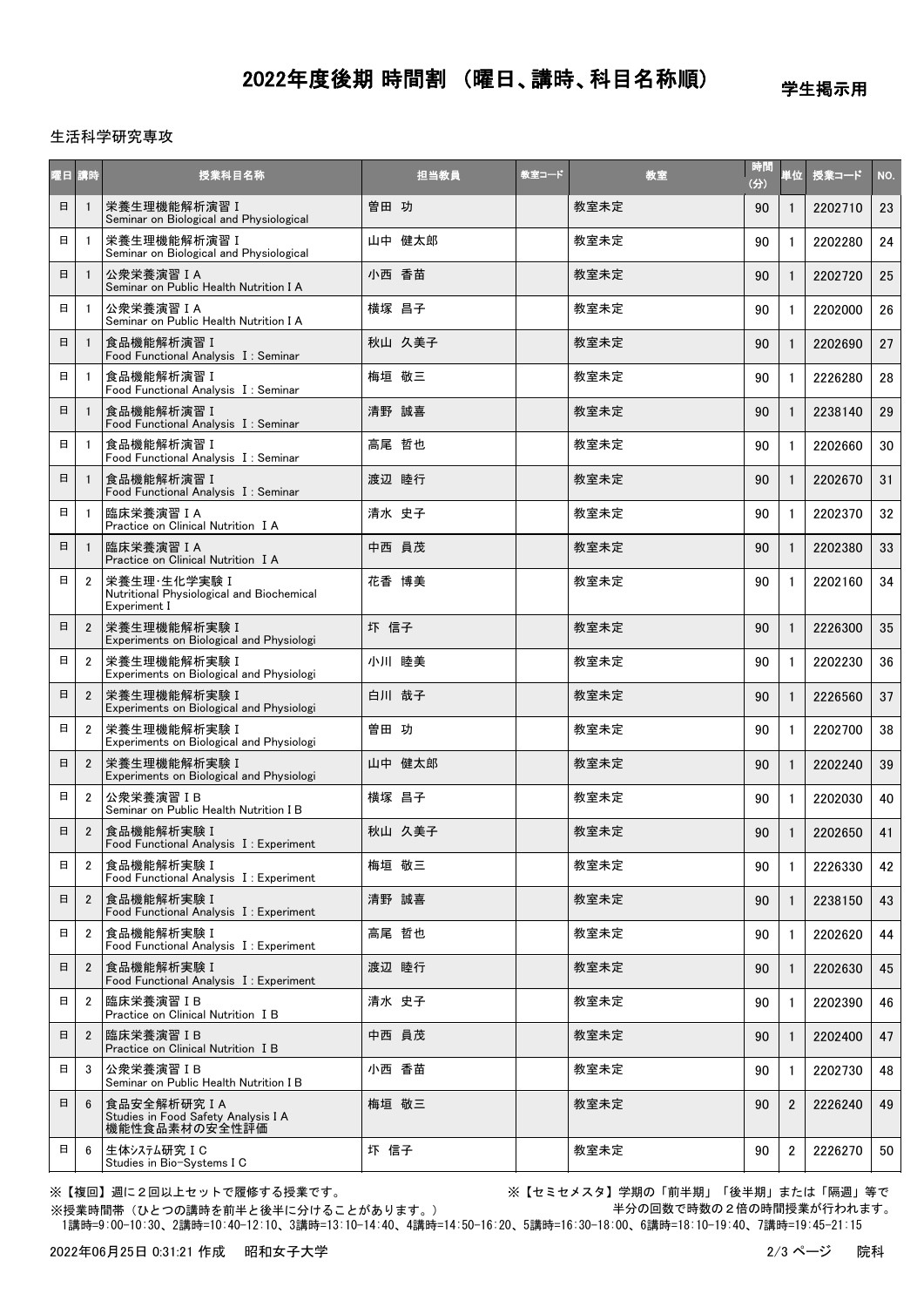# 2022年度後期 時間割 （曜日、講時、科目名称順）

学生掲示用

生活科学研究専攻

| 曜日 | 講時 | 授業科目名称 | 担当教員 | 教室コード | 教室 | 時間(分) | 単位 | 授業コード | NO. |
|---|---|---|---|---|---|---|---|---|---|
| 日 | 1 | 栄養生理機能解析演習 I<br>Seminar on Biological and Physiological | 曽田 功 | | 教室未定 | 90 | 1 | 2202710 | 23 |
| 日 | 1 | 栄養生理機能解析演習 I<br>Seminar on Biological and Physiological | 山中 健太郎 | | 教室未定 | 90 | 1 | 2202280 | 24 |
| 日 | 1 | 公衆栄養演習ＩＡ<br>Seminar on Public Health Nutrition I A | 小西 香苗 | | 教室未定 | 90 | 1 | 2202720 | 25 |
| 日 | 1 | 公衆栄養演習ＩＡ<br>Seminar on Public Health Nutrition I A | 横塚 昌子 | | 教室未定 | 90 | 1 | 2202000 | 26 |
| 日 | 1 | 食品機能解析演習 I<br>Food Functional Analysis I : Seminar | 秋山 久美子 | | 教室未定 | 90 | 1 | 2202690 | 27 |
| 日 | 1 | 食品機能解析演習 I<br>Food Functional Analysis I : Seminar | 梅垣 敬三 | | 教室未定 | 90 | 1 | 2226280 | 28 |
| 日 | 1 | 食品機能解析演習 I<br>Food Functional Analysis I : Seminar | 清野 誠喜 | | 教室未定 | 90 | 1 | 2238140 | 29 |
| 日 | 1 | 食品機能解析演習 I<br>Food Functional Analysis I : Seminar | 高尾 哲也 | | 教室未定 | 90 | 1 | 2202660 | 30 |
| 日 | 1 | 食品機能解析演習 I<br>Food Functional Analysis I : Seminar | 渡辺 睦行 | | 教室未定 | 90 | 1 | 2202670 | 31 |
| 日 | 1 | 臨床栄養演習ＩＡ<br>Practice on Clinical Nutrition I A | 清水 史子 | | 教室未定 | 90 | 1 | 2202370 | 32 |
| 日 | 1 | 臨床栄養演習ＩＡ<br>Practice on Clinical Nutrition I A | 中西 員茂 | | 教室未定 | 90 | 1 | 2202380 | 33 |
| 日 | 2 | 栄養生理･生化学実験 I<br>Nutritional Physiological and Biochemical Experiment I | 花香 博美 | | 教室未定 | 90 | 1 | 2202160 | 34 |
| 日 | 2 | 栄養生理機能解析実験 I<br>Experiments on Biological and Physiologi | 坏 信子 | | 教室未定 | 90 | 1 | 2226300 | 35 |
| 日 | 2 | 栄養生理機能解析実験 I<br>Experiments on Biological and Physiologi | 小川 睦美 | | 教室未定 | 90 | 1 | 2202230 | 36 |
| 日 | 2 | 栄養生理機能解析実験 I<br>Experiments on Biological and Physiologi | 白川 哉子 | | 教室未定 | 90 | 1 | 2226560 | 37 |
| 日 | 2 | 栄養生理機能解析実験 I<br>Experiments on Biological and Physiologi | 曽田 功 | | 教室未定 | 90 | 1 | 2202700 | 38 |
| 日 | 2 | 栄養生理機能解析実験 I<br>Experiments on Biological and Physiologi | 山中 健太郎 | | 教室未定 | 90 | 1 | 2202240 | 39 |
| 日 | 2 | 公衆栄養演習ＩＢ<br>Seminar on Public Health Nutrition I B | 横塚 昌子 | | 教室未定 | 90 | 1 | 2202030 | 40 |
| 日 | 2 | 食品機能解析実験 I<br>Food Functional Analysis I : Experiment | 秋山 久美子 | | 教室未定 | 90 | 1 | 2202650 | 41 |
| 日 | 2 | 食品機能解析実験 I<br>Food Functional Analysis I : Experiment | 梅垣 敬三 | | 教室未定 | 90 | 1 | 2226330 | 42 |
| 日 | 2 | 食品機能解析実験 I<br>Food Functional Analysis I : Experiment | 清野 誠喜 | | 教室未定 | 90 | 1 | 2238150 | 43 |
| 日 | 2 | 食品機能解析実験 I<br>Food Functional Analysis I : Experiment | 高尾 哲也 | | 教室未定 | 90 | 1 | 2202620 | 44 |
| 日 | 2 | 食品機能解析実験 I<br>Food Functional Analysis I : Experiment | 渡辺 睦行 | | 教室未定 | 90 | 1 | 2202630 | 45 |
| 日 | 2 | 臨床栄養演習ＩＢ<br>Practice on Clinical Nutrition I B | 清水 史子 | | 教室未定 | 90 | 1 | 2202390 | 46 |
| 日 | 2 | 臨床栄養演習ＩＢ<br>Practice on Clinical Nutrition I B | 中西 員茂 | | 教室未定 | 90 | 1 | 2202400 | 47 |
| 日 | 3 | 公衆栄養演習ＩＢ<br>Seminar on Public Health Nutrition I B | 小西 香苗 | | 教室未定 | 90 | 1 | 2202730 | 48 |
| 日 | 6 | 食品安全解析研究ＩＡ<br>Studies in Food Safety Analysis I A<br>機能性食品素材の安全性評価 | 梅垣 敬三 | | 教室未定 | 90 | 2 | 2226240 | 49 |
| 日 | 6 | 生体ｼｽﾃﾑ研究ＩＣ<br>Studies in Bio-Systems I C | 坏 信子 | | 教室未定 | 90 | 2 | 2226270 | 50 |

※【複回】週に２回以上セットで履修する授業です。

※【セミセメスタ】学期の「前半期」「後半期」または「隔週」等で半分の回数で時数の２倍の時間授業が行われます。

※授業時間帯（ひとつの講時を前半と後半に分けることがあります。）
1講時=9:00-10:30、2講時=10:40-12:10、3講時=13:10-14:40、4講時=14:50-16:20、5講時=16:30-18:00、6講時=18:10-19:40、7講時=19:45-21:15

2022年06月25日 0:31:21 作成　昭和女子大学　院科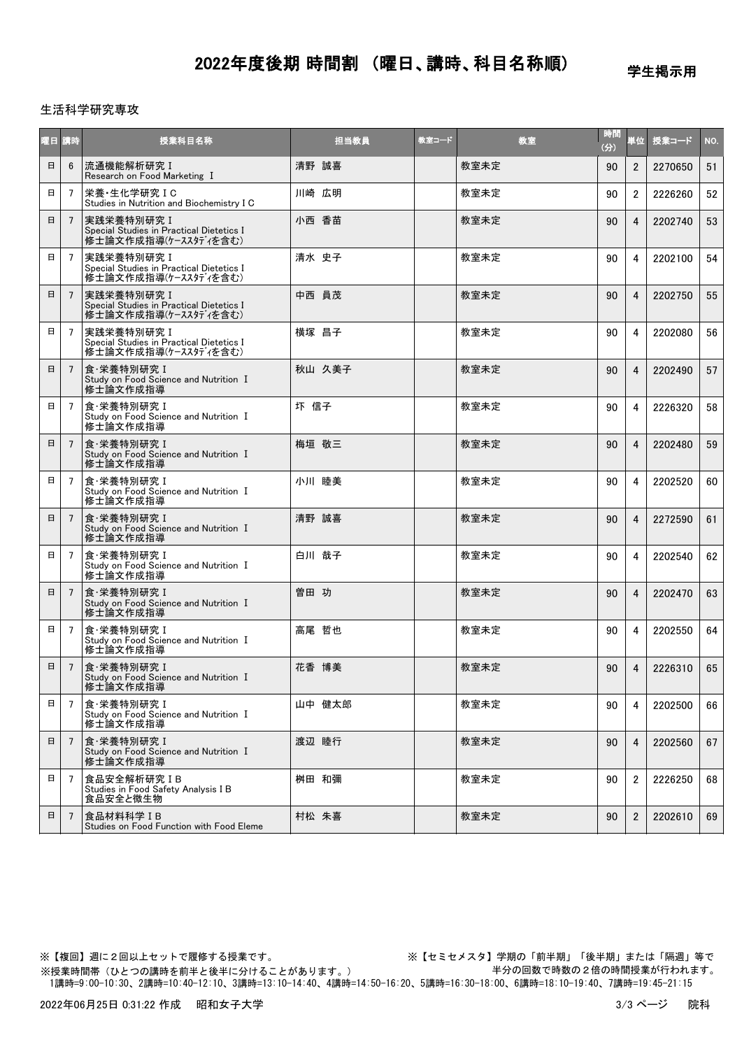# 2022年度後期 時間割 （曜日、講時、科目名称順）

学生掲示用

生活科学研究専攻

| 曜日 | 講時 | 授業科目名称 | 担当教員 | 教室コード | 教室 | 時間(分) | 単位 | 授業コード | NO. |
|---|---|---|---|---|---|---|---|---|---|
| 日 | 6 | 流通機能解析研究 I<br>Research on Food Marketing Ⅰ | 清野 誠喜 | | 教室未定 | 90 | 2 | 2270650 | 51 |
| 日 | 7 | 栄養・生化学研究ＩＣ<br>Studies in Nutrition and Biochemistry I C | 川崎 広明 | | 教室未定 | 90 | 2 | 2226260 | 52 |
| 日 | 7 | 実践栄養特別研究Ｉ<br>Special Studies in Practical Dietetics I<br>修士論文作成指導(ｹｰｽｽﾀﾃﾞｨを含む) | 小西 香苗 | | 教室未定 | 90 | 4 | 2202740 | 53 |
| 日 | 7 | 実践栄養特別研究Ｉ<br>Special Studies in Practical Dietetics I<br>修士論文作成指導(ｹｰｽｽﾀﾃﾞｨを含む) | 清水 史子 | | 教室未定 | 90 | 4 | 2202100 | 54 |
| 日 | 7 | 実践栄養特別研究Ｉ<br>Special Studies in Practical Dietetics I<br>修士論文作成指導(ｹｰｽｽﾀﾃﾞｨを含む) | 中西 員茂 | | 教室未定 | 90 | 4 | 2202750 | 55 |
| 日 | 7 | 実践栄養特別研究Ｉ<br>Special Studies in Practical Dietetics I<br>修士論文作成指導(ｹｰｽｽﾀﾃﾞｨを含む) | 横塚 昌子 | | 教室未定 | 90 | 4 | 2202080 | 56 |
| 日 | 7 | 食・栄養特別研究Ｉ<br>Study on Food Science and Nutrition Ⅰ<br>修士論文作成指導 | 秋山 久美子 | | 教室未定 | 90 | 4 | 2202490 | 57 |
| 日 | 7 | 食・栄養特別研究Ｉ<br>Study on Food Science and Nutrition Ⅰ<br>修士論文作成指導 | 圷 信子 | | 教室未定 | 90 | 4 | 2226320 | 58 |
| 日 | 7 | 食・栄養特別研究Ｉ<br>Study on Food Science and Nutrition Ⅰ<br>修士論文作成指導 | 梅垣 敬三 | | 教室未定 | 90 | 4 | 2202480 | 59 |
| 日 | 7 | 食・栄養特別研究Ｉ<br>Study on Food Science and Nutrition Ⅰ<br>修士論文作成指導 | 小川 睦美 | | 教室未定 | 90 | 4 | 2202520 | 60 |
| 日 | 7 | 食・栄養特別研究Ｉ<br>Study on Food Science and Nutrition Ⅰ<br>修士論文作成指導 | 清野 誠喜 | | 教室未定 | 90 | 4 | 2272590 | 61 |
| 日 | 7 | 食・栄養特別研究Ｉ<br>Study on Food Science and Nutrition Ⅰ<br>修士論文作成指導 | 白川 哉子 | | 教室未定 | 90 | 4 | 2202540 | 62 |
| 日 | 7 | 食・栄養特別研究Ｉ<br>Study on Food Science and Nutrition Ⅰ<br>修士論文作成指導 | 曽田 功 | | 教室未定 | 90 | 4 | 2202470 | 63 |
| 日 | 7 | 食・栄養特別研究Ｉ<br>Study on Food Science and Nutrition Ⅰ<br>修士論文作成指導 | 高尾 哲也 | | 教室未定 | 90 | 4 | 2202550 | 64 |
| 日 | 7 | 食・栄養特別研究Ｉ<br>Study on Food Science and Nutrition Ⅰ<br>修士論文作成指導 | 花香 博美 | | 教室未定 | 90 | 4 | 2226310 | 65 |
| 日 | 7 | 食・栄養特別研究Ｉ<br>Study on Food Science and Nutrition Ⅰ<br>修士論文作成指導 | 山中 健太郎 | | 教室未定 | 90 | 4 | 2202500 | 66 |
| 日 | 7 | 食・栄養特別研究Ｉ<br>Study on Food Science and Nutrition Ⅰ<br>修士論文作成指導 | 渡辺 睦行 | | 教室未定 | 90 | 4 | 2202560 | 67 |
| 日 | 7 | 食品安全解析研究ＩＢ<br>Studies in Food Safety Analysis I B<br>食品安全と微生物 | 桝田 和彌 | | 教室未定 | 90 | 2 | 2226250 | 68 |
| 日 | 7 | 食品材料科学ＩＢ<br>Studies on Food Function with Food Eleme | 村松 朱喜 | | 教室未定 | 90 | 2 | 2202610 | 69 |

※【複回】週に２回以上セットで履修する授業です。

※【セミセメスタ】学期の「前半期」「後半期」または「隔週」等で半分の回数で時数の２倍の時間授業が行われます。

※授業時間帯（ひとつの講時を前半と後半に分けることがあります。）
1講時=9:00-10:30、2講時=10:40-12:10、3講時=13:10-14:40、4講時=14:50-16:20、5講時=16:30-18:00、6講時=18:10-19:40、7講時=19:45-21:15

2022年06月25日 0:31:22 作成　昭和女子大学　　院科